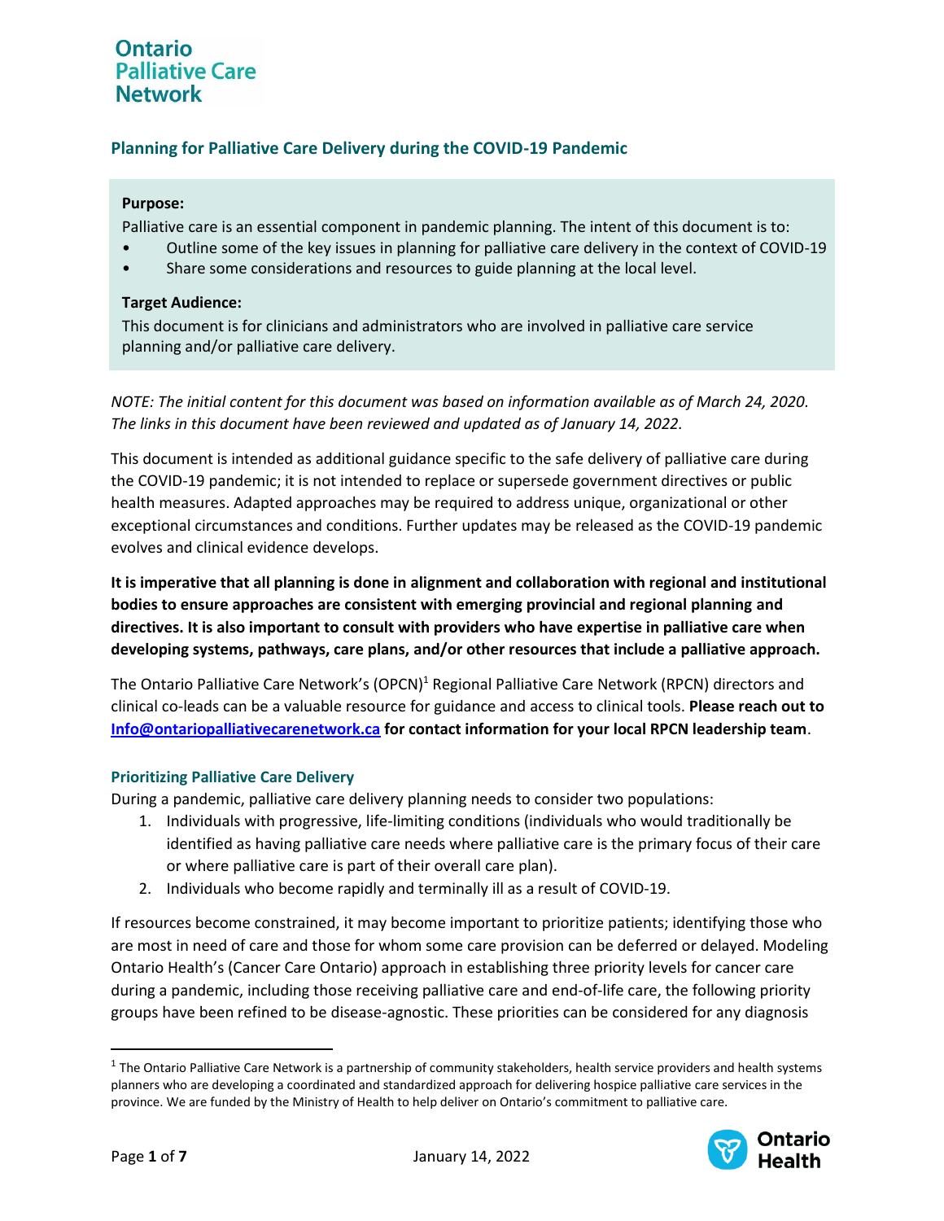Ontario Palliative Care Network

# Planning for Palliative Care Delivery during the COVID-19 Pandemic

**Purpose:**

Palliative care is an essential component in pandemic planning. The intent of this document is to:

- Outline some of the key issues in planning for palliative care delivery in the context of COVID-19
- Share some considerations and resources to guide planning at the local level.

**Target Audience:**

This document is for clinicians and administrators who are involved in palliative care service planning and/or palliative care delivery.

*NOTE: The initial content for this document was based on information available as of March 24, 2020. The links in this document have been reviewed and updated as of January 14, 2022.*

This document is intended as additional guidance specific to the safe delivery of palliative care during the COVID-19 pandemic; it is not intended to replace or supersede government directives or public health measures. Adapted approaches may be required to address unique, organizational or other exceptional circumstances and conditions. Further updates may be released as the COVID-19 pandemic evolves and clinical evidence develops.

**It is imperative that all planning is done in alignment and collaboration with regional and institutional bodies to ensure approaches are consistent with emerging provincial and regional planning and directives. It is also important to consult with providers who have expertise in palliative care when developing systems, pathways, care plans, and/or other resources that include a palliative approach.**

The Ontario Palliative Care Network's (OPCN)[1] Regional Palliative Care Network (RPCN) directors and clinical co-leads can be a valuable resource for guidance and access to clinical tools. **Please reach out to [Info@ontariopalliativecarenetwork.ca](mailto:Info@ontariopalliativecarenetwork.ca) for contact information for your local RPCN leadership team**.

## Prioritizing Palliative Care Delivery

During a pandemic, palliative care delivery planning needs to consider two populations:

1. Individuals with progressive, life-limiting conditions (individuals who would traditionally be identified as having palliative care needs where palliative care is the primary focus of their care or where palliative care is part of their overall care plan).
2. Individuals who become rapidly and terminally ill as a result of COVID-19.

If resources become constrained, it may become important to prioritize patients; identifying those who are most in need of care and those for whom some care provision can be deferred or delayed. Modeling Ontario Health's (Cancer Care Ontario) approach in establishing three priority levels for cancer care during a pandemic, including those receiving palliative care and end-of-life care, the following priority groups have been refined to be disease-agnostic. These priorities can be considered for any diagnosis

---

[1] The Ontario Palliative Care Network is a partnership of community stakeholders, health service providers and health systems planners who are developing a coordinated and standardized approach for delivering hospice palliative care services in the province. We are funded by the Ministry of Health to help deliver on Ontario's commitment to palliative care.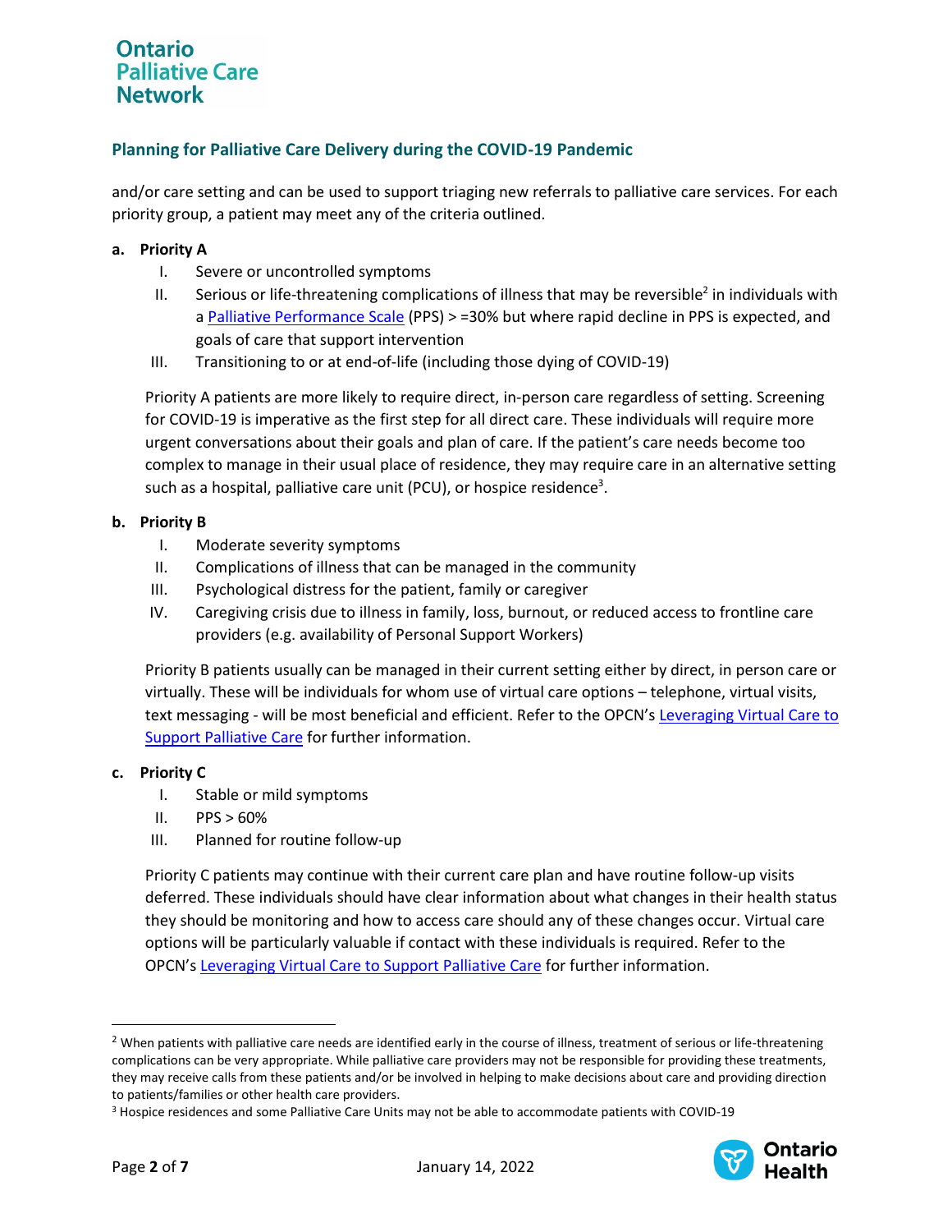and/or care setting and can be used to support triaging new referrals to palliative care services. For each priority group, a patient may meet any of the criteria outlined.

**a. Priority A**

I. Severe or uncontrolled symptoms
II. Serious or life-threatening complications of illness that may be reversible[2] in individuals with a Palliative Performance Scale (PPS) > =30% but where rapid decline in PPS is expected, and goals of care that support intervention
III. Transitioning to or at end-of-life (including those dying of COVID-19)

Priority A patients are more likely to require direct, in-person care regardless of setting. Screening for COVID-19 is imperative as the first step for all direct care. These individuals will require more urgent conversations about their goals and plan of care. If the patient's care needs become too complex to manage in their usual place of residence, they may require care in an alternative setting such as a hospital, palliative care unit (PCU), or hospice residence[3].

**b. Priority B**

I. Moderate severity symptoms
II. Complications of illness that can be managed in the community
III. Psychological distress for the patient, family or caregiver
IV. Caregiving crisis due to illness in family, loss, burnout, or reduced access to frontline care providers (e.g. availability of Personal Support Workers)

Priority B patients usually can be managed in their current setting either by direct, in person care or virtually. These will be individuals for whom use of virtual care options – telephone, virtual visits, text messaging - will be most beneficial and efficient. Refer to the OPCN's Leveraging Virtual Care to Support Palliative Care for further information.

**c. Priority C**

I. Stable or mild symptoms
II. PPS > 60%
III. Planned for routine follow-up

Priority C patients may continue with their current care plan and have routine follow-up visits deferred. These individuals should have clear information about what changes in their health status they should be monitoring and how to access care should any of these changes occur. Virtual care options will be particularly valuable if contact with these individuals is required. Refer to the OPCN's Leveraging Virtual Care to Support Palliative Care for further information.

---

[2] When patients with palliative care needs are identified early in the course of illness, treatment of serious or life-threatening complications can be very appropriate. While palliative care providers may not be responsible for providing these treatments, they may receive calls from these patients and/or be involved in helping to make decisions about care and providing direction to patients/families or other health care providers.

[3] Hospice residences and some Palliative Care Units may not be able to accommodate patients with COVID-19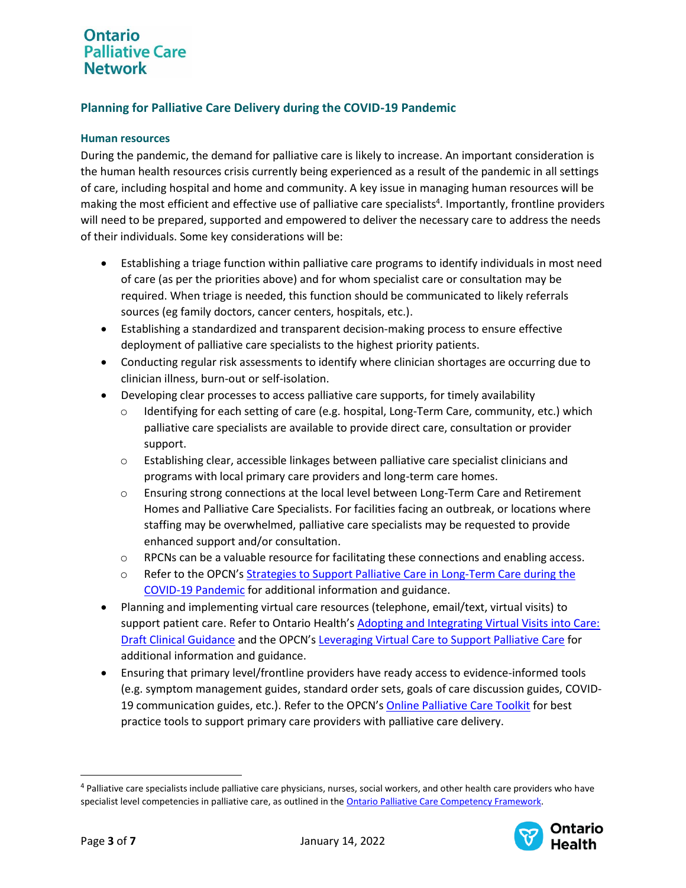## Planning for Palliative Care Delivery during the COVID-19 Pandemic

### Human resources

During the pandemic, the demand for palliative care is likely to increase. An important consideration is the human health resources crisis currently being experienced as a result of the pandemic in all settings of care, including hospital and home and community. A key issue in managing human resources will be making the most efficient and effective use of palliative care specialists[4]. Importantly, frontline providers will need to be prepared, supported and empowered to deliver the necessary care to address the needs of their individuals. Some key considerations will be:

- Establishing a triage function within palliative care programs to identify individuals in most need of care (as per the priorities above) and for whom specialist care or consultation may be required. When triage is needed, this function should be communicated to likely referrals sources (eg family doctors, cancer centers, hospitals, etc.).
- Establishing a standardized and transparent decision-making process to ensure effective deployment of palliative care specialists to the highest priority patients.
- Conducting regular risk assessments to identify where clinician shortages are occurring due to clinician illness, burn-out or self-isolation.
- Developing clear processes to access palliative care supports, for timely availability
  - Identifying for each setting of care (e.g. hospital, Long-Term Care, community, etc.) which palliative care specialists are available to provide direct care, consultation or provider support.
  - Establishing clear, accessible linkages between palliative care specialist clinicians and programs with local primary care providers and long-term care homes.
  - Ensuring strong connections at the local level between Long-Term Care and Retirement Homes and Palliative Care Specialists. For facilities facing an outbreak, or locations where staffing may be overwhelmed, palliative care specialists may be requested to provide enhanced support and/or consultation.
  - RPCNs can be a valuable resource for facilitating these connections and enabling access.
  - Refer to the OPCN's Strategies to Support Palliative Care in Long-Term Care during the COVID-19 Pandemic for additional information and guidance.
- Planning and implementing virtual care resources (telephone, email/text, virtual visits) to support patient care. Refer to Ontario Health's Adopting and Integrating Virtual Visits into Care: Draft Clinical Guidance and the OPCN's Leveraging Virtual Care to Support Palliative Care for additional information and guidance.
- Ensuring that primary level/frontline providers have ready access to evidence-informed tools (e.g. symptom management guides, standard order sets, goals of care discussion guides, COVID-19 communication guides, etc.). Refer to the OPCN's Online Palliative Care Toolkit for best practice tools to support primary care providers with palliative care delivery.

---

[4] Palliative care specialists include palliative care physicians, nurses, social workers, and other health care providers who have specialist level competencies in palliative care, as outlined in the Ontario Palliative Care Competency Framework.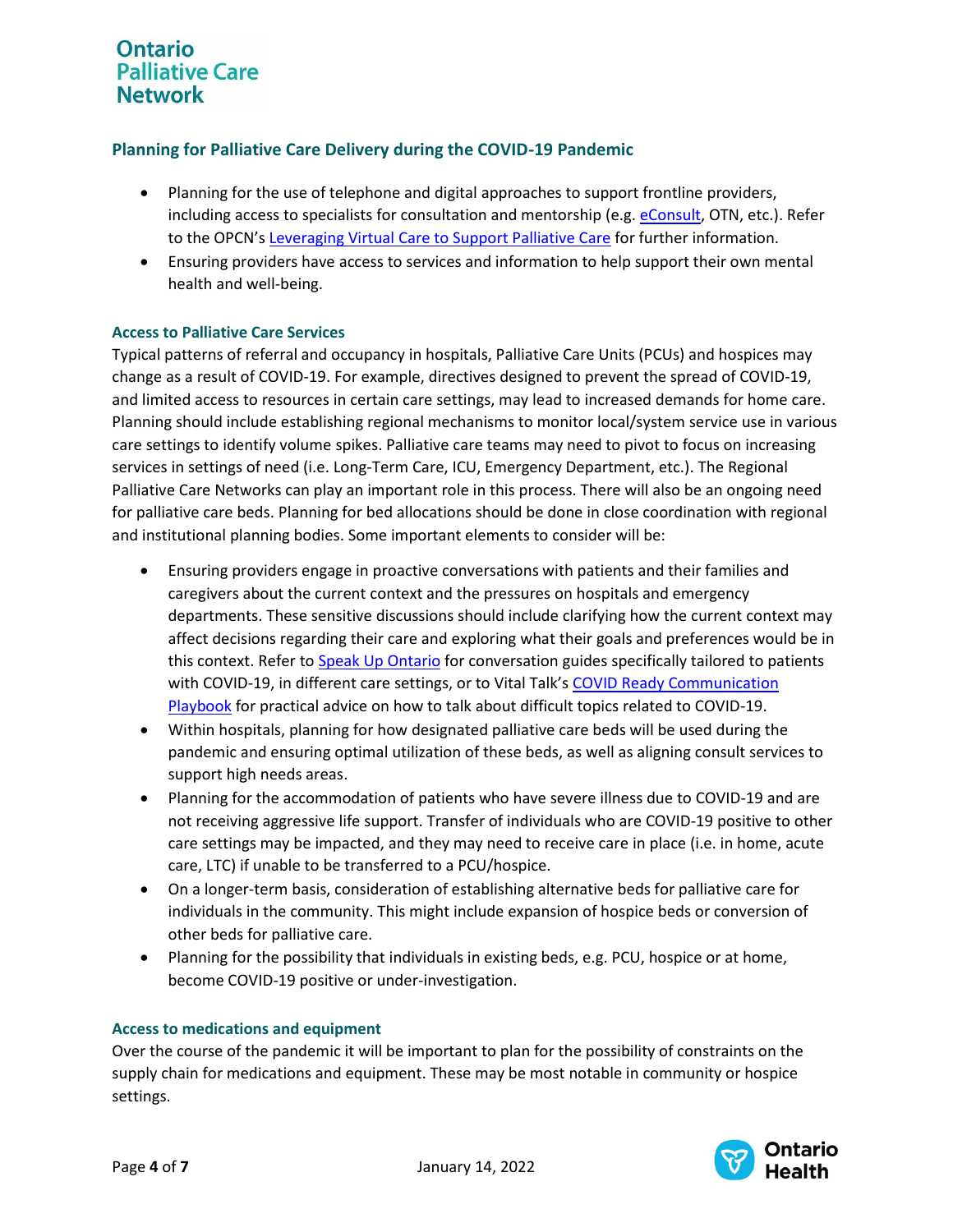### Planning for Palliative Care Delivery during the COVID-19 Pandemic

- Planning for the use of telephone and digital approaches to support frontline providers, including access to specialists for consultation and mentorship (e.g. eConsult, OTN, etc.). Refer to the OPCN's Leveraging Virtual Care to Support Palliative Care for further information.
- Ensuring providers have access to services and information to help support their own mental health and well-being.

#### Access to Palliative Care Services

Typical patterns of referral and occupancy in hospitals, Palliative Care Units (PCUs) and hospices may change as a result of COVID-19. For example, directives designed to prevent the spread of COVID-19, and limited access to resources in certain care settings, may lead to increased demands for home care. Planning should include establishing regional mechanisms to monitor local/system service use in various care settings to identify volume spikes. Palliative care teams may need to pivot to focus on increasing services in settings of need (i.e. Long-Term Care, ICU, Emergency Department, etc.). The Regional Palliative Care Networks can play an important role in this process. There will also be an ongoing need for palliative care beds. Planning for bed allocations should be done in close coordination with regional and institutional planning bodies. Some important elements to consider will be:

- Ensuring providers engage in proactive conversations with patients and their families and caregivers about the current context and the pressures on hospitals and emergency departments. These sensitive discussions should include clarifying how the current context may affect decisions regarding their care and exploring what their goals and preferences would be in this context. Refer to Speak Up Ontario for conversation guides specifically tailored to patients with COVID-19, in different care settings, or to Vital Talk's COVID Ready Communication Playbook for practical advice on how to talk about difficult topics related to COVID-19.
- Within hospitals, planning for how designated palliative care beds will be used during the pandemic and ensuring optimal utilization of these beds, as well as aligning consult services to support high needs areas.
- Planning for the accommodation of patients who have severe illness due to COVID-19 and are not receiving aggressive life support. Transfer of individuals who are COVID-19 positive to other care settings may be impacted, and they may need to receive care in place (i.e. in home, acute care, LTC) if unable to be transferred to a PCU/hospice.
- On a longer-term basis, consideration of establishing alternative beds for palliative care for individuals in the community. This might include expansion of hospice beds or conversion of other beds for palliative care.
- Planning for the possibility that individuals in existing beds, e.g. PCU, hospice or at home, become COVID-19 positive or under-investigation.

#### Access to medications and equipment

Over the course of the pandemic it will be important to plan for the possibility of constraints on the supply chain for medications and equipment. These may be most notable in community or hospice settings.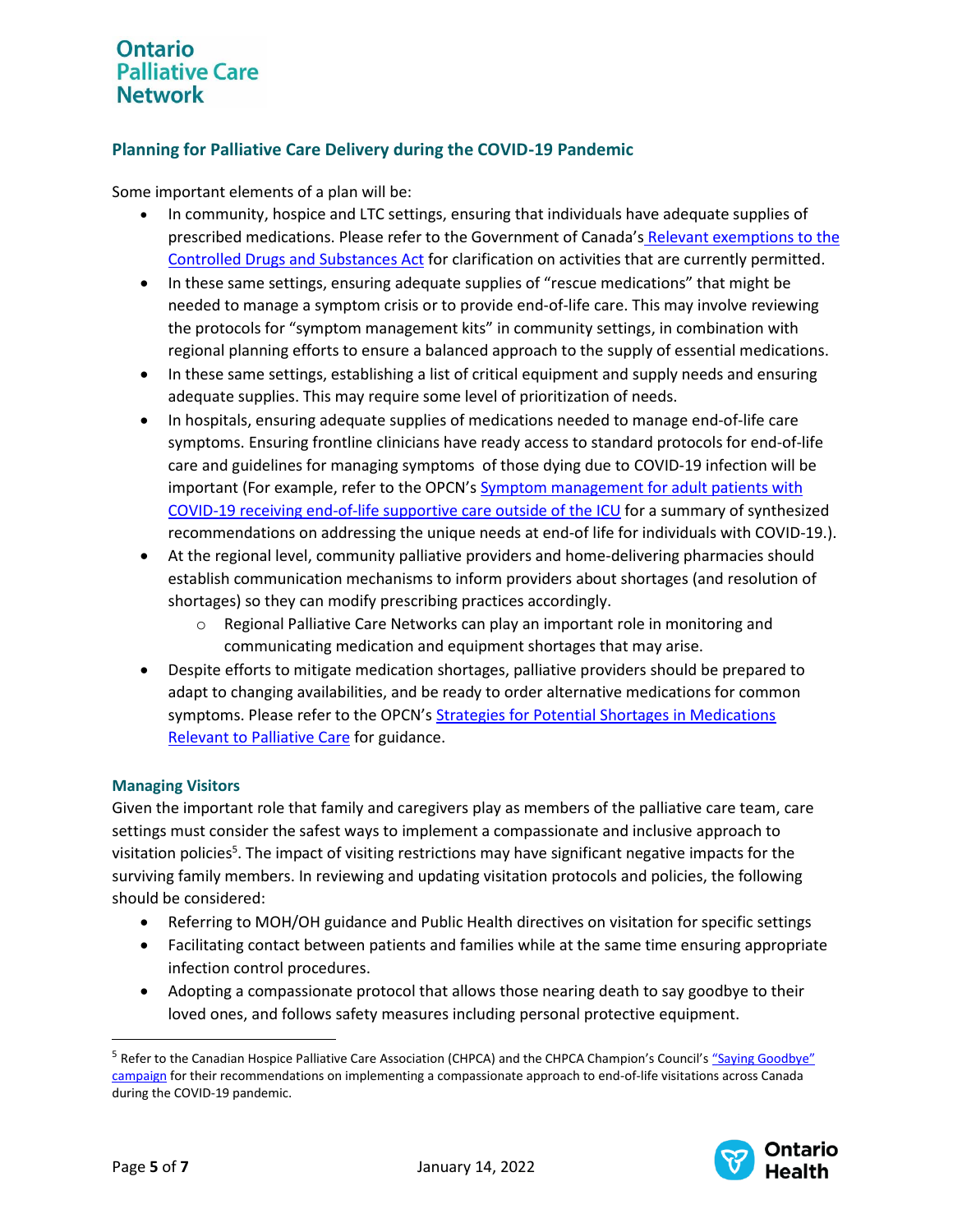### Planning for Palliative Care Delivery during the COVID-19 Pandemic

Some important elements of a plan will be:

- In community, hospice and LTC settings, ensuring that individuals have adequate supplies of prescribed medications. Please refer to the Government of Canada's Relevant exemptions to the Controlled Drugs and Substances Act for clarification on activities that are currently permitted.
- In these same settings, ensuring adequate supplies of "rescue medications" that might be needed to manage a symptom crisis or to provide end-of-life care. This may involve reviewing the protocols for "symptom management kits" in community settings, in combination with regional planning efforts to ensure a balanced approach to the supply of essential medications.
- In these same settings, establishing a list of critical equipment and supply needs and ensuring adequate supplies. This may require some level of prioritization of needs.
- In hospitals, ensuring adequate supplies of medications needed to manage end-of-life care symptoms. Ensuring frontline clinicians have ready access to standard protocols for end-of-life care and guidelines for managing symptoms of those dying due to COVID-19 infection will be important (For example, refer to the OPCN's Symptom management for adult patients with COVID-19 receiving end-of-life supportive care outside of the ICU for a summary of synthesized recommendations on addressing the unique needs at end-of life for individuals with COVID-19.).
- At the regional level, community palliative providers and home-delivering pharmacies should establish communication mechanisms to inform providers about shortages (and resolution of shortages) so they can modify prescribing practices accordingly.
  - Regional Palliative Care Networks can play an important role in monitoring and communicating medication and equipment shortages that may arise.
- Despite efforts to mitigate medication shortages, palliative providers should be prepared to adapt to changing availabilities, and be ready to order alternative medications for common symptoms. Please refer to the OPCN's Strategies for Potential Shortages in Medications Relevant to Palliative Care for guidance.

#### Managing Visitors

Given the important role that family and caregivers play as members of the palliative care team, care settings must consider the safest ways to implement a compassionate and inclusive approach to visitation policies[5]. The impact of visiting restrictions may have significant negative impacts for the surviving family members. In reviewing and updating visitation protocols and policies, the following should be considered:

- Referring to MOH/OH guidance and Public Health directives on visitation for specific settings
- Facilitating contact between patients and families while at the same time ensuring appropriate infection control procedures.
- Adopting a compassionate protocol that allows those nearing death to say goodbye to their loved ones, and follows safety measures including personal protective equipment.

[5] Refer to the Canadian Hospice Palliative Care Association (CHPCA) and the CHPCA Champion's Council's "Saying Goodbye" campaign for their recommendations on implementing a compassionate approach to end-of-life visitations across Canada during the COVID-19 pandemic.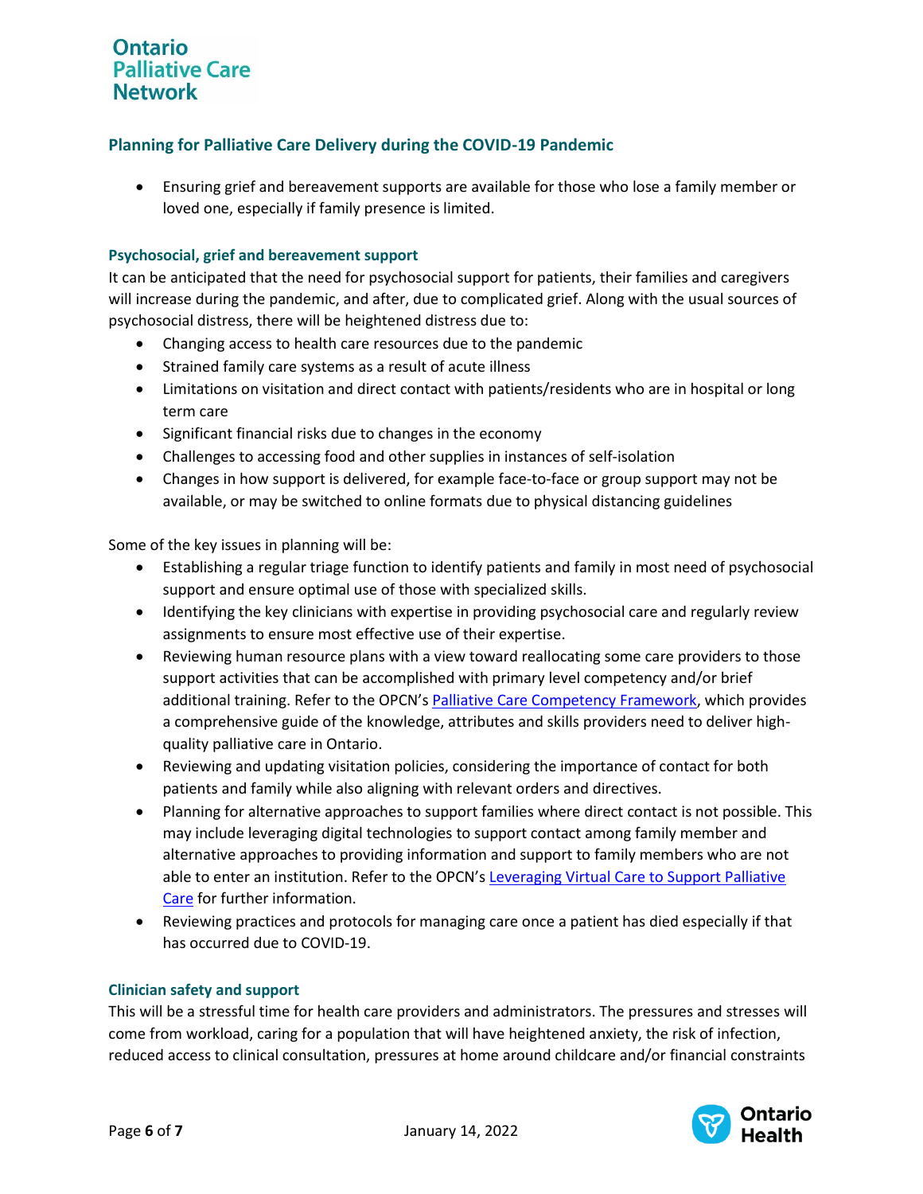- Ensuring grief and bereavement supports are available for those who lose a family member or loved one, especially if family presence is limited.

### Psychosocial, grief and bereavement support

It can be anticipated that the need for psychosocial support for patients, their families and caregivers will increase during the pandemic, and after, due to complicated grief. Along with the usual sources of psychosocial distress, there will be heightened distress due to:

- Changing access to health care resources due to the pandemic
- Strained family care systems as a result of acute illness
- Limitations on visitation and direct contact with patients/residents who are in hospital or long term care
- Significant financial risks due to changes in the economy
- Challenges to accessing food and other supplies in instances of self-isolation
- Changes in how support is delivered, for example face-to-face or group support may not be available, or may be switched to online formats due to physical distancing guidelines

Some of the key issues in planning will be:

- Establishing a regular triage function to identify patients and family in most need of psychosocial support and ensure optimal use of those with specialized skills.
- Identifying the key clinicians with expertise in providing psychosocial care and regularly review assignments to ensure most effective use of their expertise.
- Reviewing human resource plans with a view toward reallocating some care providers to those support activities that can be accomplished with primary level competency and/or brief additional training. Refer to the OPCN's Palliative Care Competency Framework, which provides a comprehensive guide of the knowledge, attributes and skills providers need to deliver high-quality palliative care in Ontario.
- Reviewing and updating visitation policies, considering the importance of contact for both patients and family while also aligning with relevant orders and directives.
- Planning for alternative approaches to support families where direct contact is not possible. This may include leveraging digital technologies to support contact among family member and alternative approaches to providing information and support to family members who are not able to enter an institution. Refer to the OPCN's Leveraging Virtual Care to Support Palliative Care for further information.
- Reviewing practices and protocols for managing care once a patient has died especially if that has occurred due to COVID-19.

### Clinician safety and support

This will be a stressful time for health care providers and administrators. The pressures and stresses will come from workload, caring for a population that will have heightened anxiety, the risk of infection, reduced access to clinical consultation, pressures at home around childcare and/or financial constraints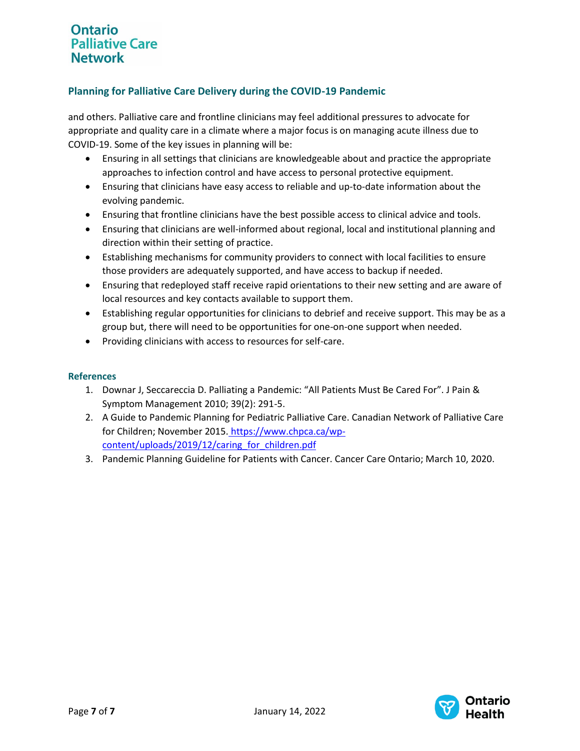and others. Palliative care and frontline clinicians may feel additional pressures to advocate for appropriate and quality care in a climate where a major focus is on managing acute illness due to COVID-19. Some of the key issues in planning will be:

- Ensuring in all settings that clinicians are knowledgeable about and practice the appropriate approaches to infection control and have access to personal protective equipment.
- Ensuring that clinicians have easy access to reliable and up-to-date information about the evolving pandemic.
- Ensuring that frontline clinicians have the best possible access to clinical advice and tools.
- Ensuring that clinicians are well-informed about regional, local and institutional planning and direction within their setting of practice.
- Establishing mechanisms for community providers to connect with local facilities to ensure those providers are adequately supported, and have access to backup if needed.
- Ensuring that redeployed staff receive rapid orientations to their new setting and are aware of local resources and key contacts available to support them.
- Establishing regular opportunities for clinicians to debrief and receive support. This may be as a group but, there will need to be opportunities for one-on-one support when needed.
- Providing clinicians with access to resources for self-care.

### References

1. Downar J, Seccareccia D. Palliating a Pandemic: "All Patients Must Be Cared For". J Pain & Symptom Management 2010; 39(2): 291-5.
2. A Guide to Pandemic Planning for Pediatric Palliative Care. Canadian Network of Palliative Care for Children; November 2015. https://www.chpca.ca/wp-content/uploads/2019/12/caring_for_children.pdf
3. Pandemic Planning Guideline for Patients with Cancer. Cancer Care Ontario; March 10, 2020.